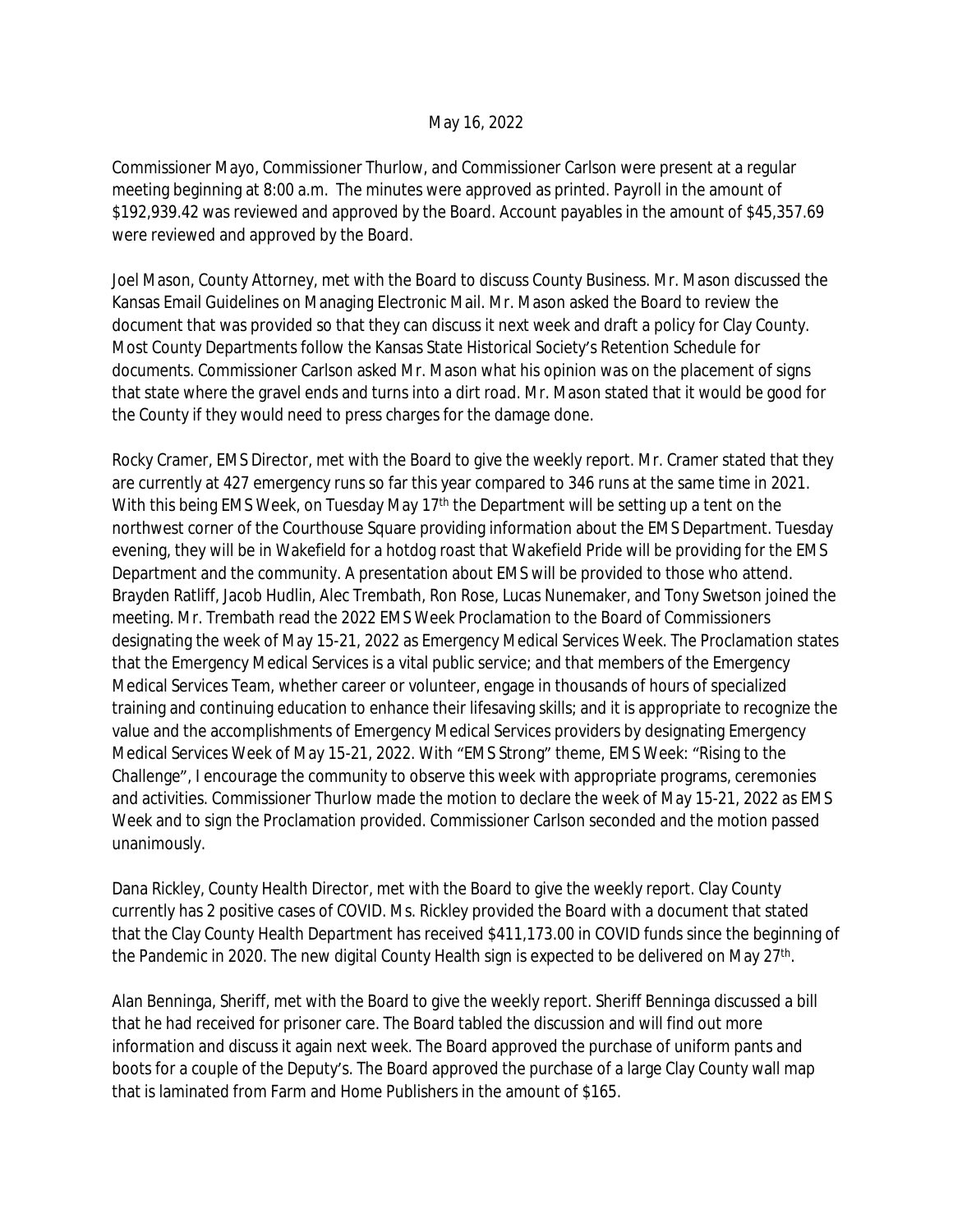May 16, 2022

Commissioner Mayo, Commissioner Thurlow, and Commissioner Carlson were present at a regular meeting beginning at 8:00 a.m. The minutes were approved as printed. Payroll in the amount of $192,939.42 was reviewed and approved by the Board. Account payables in the amount of $45,357.69 were reviewed and approved by the Board.

Joel Mason, County Attorney, met with the Board to discuss County Business. Mr. Mason discussed the Kansas Email Guidelines on Managing Electronic Mail. Mr. Mason asked the Board to review the document that was provided so that they can discuss it next week and draft a policy for Clay County. Most County Departments follow the Kansas State Historical Society's Retention Schedule for documents. Commissioner Carlson asked Mr. Mason what his opinion was on the placement of signs that state where the gravel ends and turns into a dirt road. Mr. Mason stated that it would be good for the County if they would need to press charges for the damage done.

Rocky Cramer, EMS Director, met with the Board to give the weekly report. Mr. Cramer stated that they are currently at 427 emergency runs so far this year compared to 346 runs at the same time in 2021. With this being EMS Week, on Tuesday May 17th the Department will be setting up a tent on the northwest corner of the Courthouse Square providing information about the EMS Department. Tuesday evening, they will be in Wakefield for a hotdog roast that Wakefield Pride will be providing for the EMS Department and the community. A presentation about EMS will be provided to those who attend. Brayden Ratliff, Jacob Hudlin, Alec Trembath, Ron Rose, Lucas Nunemaker, and Tony Swetson joined the meeting. Mr. Trembath read the 2022 EMS Week Proclamation to the Board of Commissioners designating the week of May 15-21, 2022 as Emergency Medical Services Week. The Proclamation states that the Emergency Medical Services is a vital public service; and that members of the Emergency Medical Services Team, whether career or volunteer, engage in thousands of hours of specialized training and continuing education to enhance their lifesaving skills; and it is appropriate to recognize the value and the accomplishments of Emergency Medical Services providers by designating Emergency Medical Services Week of May 15-21, 2022. With "EMS Strong" theme, EMS Week: "Rising to the Challenge", I encourage the community to observe this week with appropriate programs, ceremonies and activities. Commissioner Thurlow made the motion to declare the week of May 15-21, 2022 as EMS Week and to sign the Proclamation provided. Commissioner Carlson seconded and the motion passed unanimously.

Dana Rickley, County Health Director, met with the Board to give the weekly report. Clay County currently has 2 positive cases of COVID. Ms. Rickley provided the Board with a document that stated that the Clay County Health Department has received $411,173.00 in COVID funds since the beginning of the Pandemic in 2020. The new digital County Health sign is expected to be delivered on May 27th.

Alan Benninga, Sheriff, met with the Board to give the weekly report. Sheriff Benninga discussed a bill that he had received for prisoner care. The Board tabled the discussion and will find out more information and discuss it again next week. The Board approved the purchase of uniform pants and boots for a couple of the Deputy's. The Board approved the purchase of a large Clay County wall map that is laminated from Farm and Home Publishers in the amount of $165.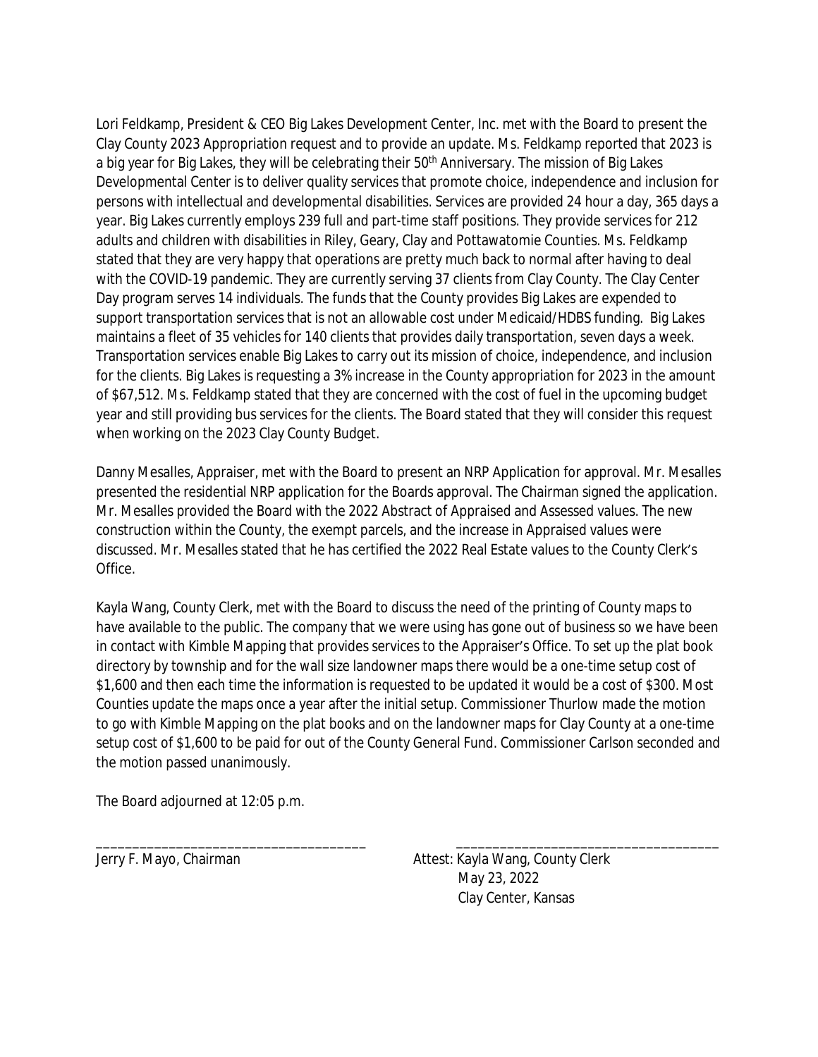Lori Feldkamp, President & CEO Big Lakes Development Center, Inc. met with the Board to present the Clay County 2023 Appropriation request and to provide an update. Ms. Feldkamp reported that 2023 is a big year for Big Lakes, they will be celebrating their 50th Anniversary. The mission of Big Lakes Developmental Center is to deliver quality services that promote choice, independence and inclusion for persons with intellectual and developmental disabilities. Services are provided 24 hour a day, 365 days a year. Big Lakes currently employs 239 full and part-time staff positions. They provide services for 212 adults and children with disabilities in Riley, Geary, Clay and Pottawatomie Counties. Ms. Feldkamp stated that they are very happy that operations are pretty much back to normal after having to deal with the COVID-19 pandemic. They are currently serving 37 clients from Clay County. The Clay Center Day program serves 14 individuals. The funds that the County provides Big Lakes are expended to support transportation services that is not an allowable cost under Medicaid/HDBS funding. Big Lakes maintains a fleet of 35 vehicles for 140 clients that provides daily transportation, seven days a week. Transportation services enable Big Lakes to carry out its mission of choice, independence, and inclusion for the clients. Big Lakes is requesting a 3% increase in the County appropriation for 2023 in the amount of $67,512. Ms. Feldkamp stated that they are concerned with the cost of fuel in the upcoming budget year and still providing bus services for the clients. The Board stated that they will consider this request when working on the 2023 Clay County Budget.

Danny Mesalles, Appraiser, met with the Board to present an NRP Application for approval. Mr. Mesalles presented the residential NRP application for the Boards approval. The Chairman signed the application. Mr. Mesalles provided the Board with the 2022 Abstract of Appraised and Assessed values. The new construction within the County, the exempt parcels, and the increase in Appraised values were discussed. Mr. Mesalles stated that he has certified the 2022 Real Estate values to the County Clerk's Office.

Kayla Wang, County Clerk, met with the Board to discuss the need of the printing of County maps to have available to the public. The company that we were using has gone out of business so we have been in contact with Kimble Mapping that provides services to the Appraiser's Office. To set up the plat book directory by township and for the wall size landowner maps there would be a one-time setup cost of $1,600 and then each time the information is requested to be updated it would be a cost of $300. Most Counties update the maps once a year after the initial setup. Commissioner Thurlow made the motion to go with Kimble Mapping on the plat books and on the landowner maps for Clay County at a one-time setup cost of $1,600 to be paid for out of the County General Fund. Commissioner Carlson seconded and the motion passed unanimously.

The Board adjourned at 12:05 p.m.

____________________________________ ____________________________________

Jerry F. Mayo, Chairman Attest: Kayla Wang, County Clerk

May 23, 2022

Clay Center, Kansas